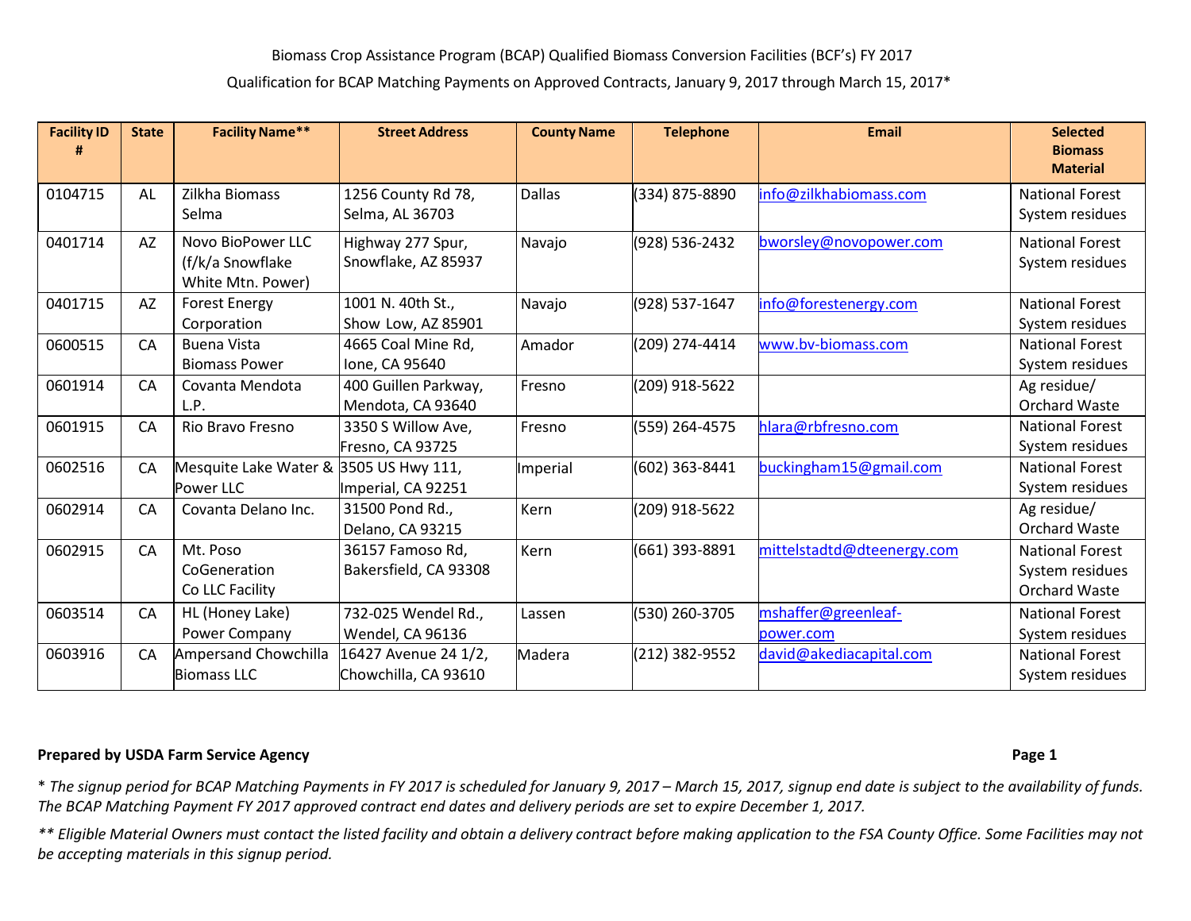Biomass Crop Assistance Program (BCAP) Qualified Biomass Conversion Facilities (BCF's) FY 2017

Qualification for BCAP Matching Payments on Approved Contracts, January 9, 2017 through March 15, 2017*

| Facility ID # | State | Facility Name** | Street Address | County Name | Telephone | Email | Selected Biomass Material |
|---|---|---|---|---|---|---|---|
| 0104715 | AL | Zilkha Biomass Selma | 1256 County Rd 78, Selma, AL 36703 | Dallas | (334) 875-8890 | info@zilkhabiomass.com | National Forest System residues |
| 0401714 | AZ | Novo BioPower LLC (f/k/a Snowflake White Mtn. Power) | Highway 277 Spur, Snowflake, AZ 85937 | Navajo | (928) 536-2432 | bworsley@novopower.com | National Forest System residues |
| 0401715 | AZ | Forest Energy Corporation | 1001 N. 40th St., Show Low, AZ 85901 | Navajo | (928) 537-1647 | info@forestenergy.com | National Forest System residues |
| 0600515 | CA | Buena Vista Biomass Power | 4665 Coal Mine Rd, Ione, CA 95640 | Amador | (209) 274-4414 | www.bv-biomass.com | National Forest System residues |
| 0601914 | CA | Covanta Mendota L.P. | 400 Guillen Parkway, Mendota, CA 93640 | Fresno | (209) 918-5622 | | Ag residue/ Orchard Waste |
| 0601915 | CA | Rio Bravo Fresno | 3350 S Willow Ave, Fresno, CA 93725 | Fresno | (559) 264-4575 | hlara@rbfresno.com | National Forest System residues |
| 0602516 | CA | Mesquite Lake Water & Power LLC | 3505 US Hwy 111, Imperial, CA 92251 | Imperial | (602) 363-8441 | buckingham15@gmail.com | National Forest System residues |
| 0602914 | CA | Covanta Delano Inc. | 31500 Pond Rd., Delano, CA 93215 | Kern | (209) 918-5622 | | Ag residue/ Orchard Waste |
| 0602915 | CA | Mt. Poso CoGeneration Co LLC Facility | 36157 Famoso Rd, Bakersfield, CA 93308 | Kern | (661) 393-8891 | mittelstadtd@dteenergy.com | National Forest System residues Orchard Waste |
| 0603514 | CA | HL (Honey Lake) Power Company | 732-025 Wendel Rd., Wendel, CA 96136 | Lassen | (530) 260-3705 | mshaffer@greenleaf-power.com | National Forest System residues |
| 0603916 | CA | Ampersand Chowchilla Biomass LLC | 16427 Avenue 24 1/2, Chowchilla, CA 93610 | Madera | (212) 382-9552 | david@akediacapital.com | National Forest System residues |

**Prepared by USDA Farm Service Agency**

*\* The signup period for BCAP Matching Payments in FY 2017 is scheduled for January 9, 2017 – March 15, 2017, signup end date is subject to the availability of funds. The BCAP Matching Payment FY 2017 approved contract end dates and delivery periods are set to expire December 1, 2017.*

*\*\* Eligible Material Owners must contact the listed facility and obtain a delivery contract before making application to the FSA County Office. Some Facilities may not be accepting materials in this signup period.*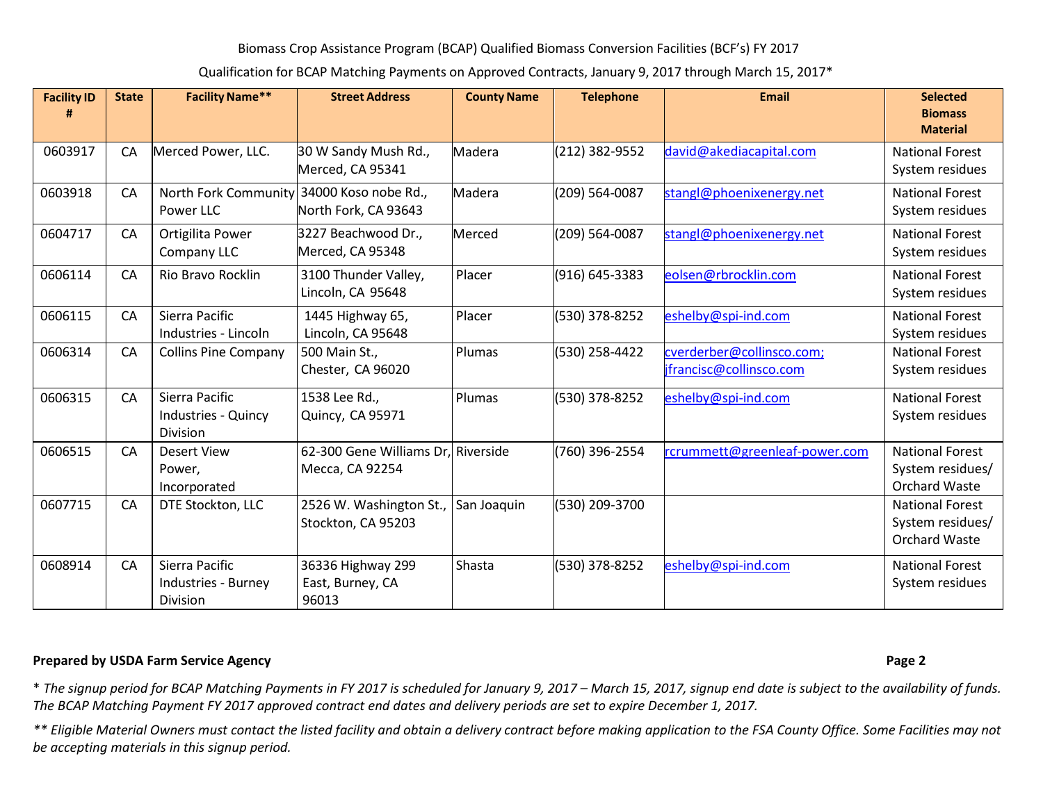Biomass Crop Assistance Program (BCAP) Qualified Biomass Conversion Facilities (BCF's) FY 2017

Qualification for BCAP Matching Payments on Approved Contracts, January 9, 2017 through March 15, 2017*

| Facility ID # | State | Facility Name** | Street Address | County Name | Telephone | Email | Selected Biomass Material |
|---|---|---|---|---|---|---|---|
| 0603917 | CA | Merced Power, LLC. | 30 W Sandy Mush Rd., Merced, CA 95341 | Madera | (212) 382-9552 | david@akediacapital.com | National Forest System residues |
| 0603918 | CA | North Fork Community Power LLC | 34000 Koso nobe Rd., North Fork, CA 93643 | Madera | (209) 564-0087 | stangl@phoenixenergy.net | National Forest System residues |
| 0604717 | CA | Ortigilita Power Company LLC | 3227 Beachwood Dr., Merced, CA 95348 | Merced | (209) 564-0087 | stangl@phoenixenergy.net | National Forest System residues |
| 0606114 | CA | Rio Bravo Rocklin | 3100 Thunder Valley, Lincoln, CA 95648 | Placer | (916) 645-3383 | eolsen@rbrocklin.com | National Forest System residues |
| 0606115 | CA | Sierra Pacific Industries - Lincoln | 1445 Highway 65, Lincoln, CA 95648 | Placer | (530) 378-8252 | eshelby@spi-ind.com | National Forest System residues |
| 0606314 | CA | Collins Pine Company | 500 Main St., Chester, CA 96020 | Plumas | (530) 258-4422 | cverderber@collinsco.com; jfrancisc@collinsco.com | National Forest System residues |
| 0606315 | CA | Sierra Pacific Industries - Quincy Division | 1538 Lee Rd., Quincy, CA 95971 | Plumas | (530) 378-8252 | eshelby@spi-ind.com | National Forest System residues |
| 0606515 | CA | Desert View Power, Incorporated | 62-300 Gene Williams Dr, Mecca, CA 92254 | Riverside | (760) 396-2554 | rcrummett@greenleaf-power.com | National Forest System residues/ Orchard Waste |
| 0607715 | CA | DTE Stockton, LLC | 2526 W. Washington St., Stockton, CA 95203 | San Joaquin | (530) 209-3700 | | National Forest System residues/ Orchard Waste |
| 0608914 | CA | Sierra Pacific Industries - Burney Division | 36336 Highway 299 East, Burney, CA 96013 | Shasta | (530) 378-8252 | eshelby@spi-ind.com | National Forest System residues |

**Prepared by USDA Farm Service Agency**

* *The signup period for BCAP Matching Payments in FY 2017 is scheduled for January 9, 2017 – March 15, 2017, signup end date is subject to the availability of funds. The BCAP Matching Payment FY 2017 approved contract end dates and delivery periods are set to expire December 1, 2017.*

** *Eligible Material Owners must contact the listed facility and obtain a delivery contract before making application to the FSA County Office. Some Facilities may not be accepting materials in this signup period.*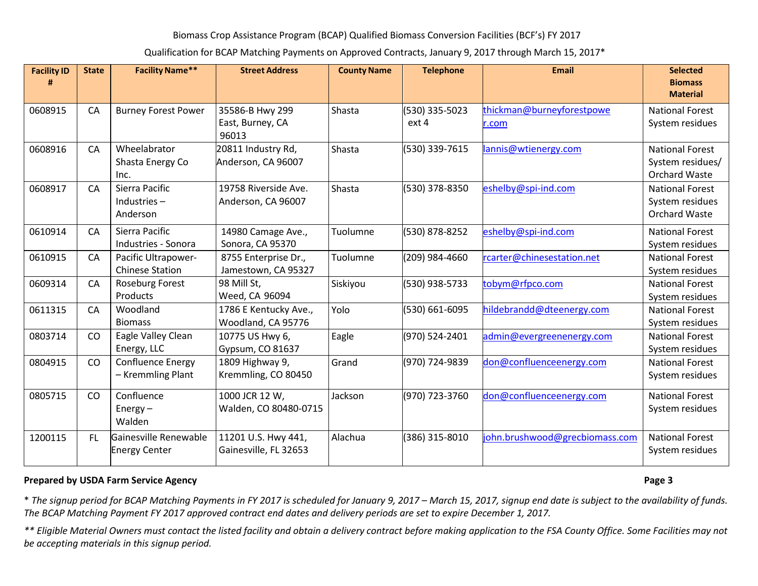Biomass Crop Assistance Program (BCAP) Qualified Biomass Conversion Facilities (BCF's) FY 2017

Qualification for BCAP Matching Payments on Approved Contracts, January 9, 2017 through March 15, 2017*

| Facility ID # | State | Facility Name** | Street Address | County Name | Telephone | Email | Selected Biomass Material |
|---|---|---|---|---|---|---|---|
| 0608915 | CA | Burney Forest Power | 35586-B Hwy 299 East, Burney, CA 96013 | Shasta | (530) 335-5023 ext 4 | thickman@burneyforestpower.com | National Forest System residues |
| 0608916 | CA | Wheelabrator Shasta Energy Co Inc. | 20811 Industry Rd, Anderson, CA 96007 | Shasta | (530) 339-7615 | lannis@wtienergy.com | National Forest System residues/ Orchard Waste |
| 0608917 | CA | Sierra Pacific Industries – Anderson | 19758 Riverside Ave. Anderson, CA 96007 | Shasta | (530) 378-8350 | eshelby@spi-ind.com | National Forest System residues Orchard Waste |
| 0610914 | CA | Sierra Pacific Industries - Sonora | 14980 Camage Ave., Sonora, CA 95370 | Tuolumne | (530) 878-8252 | eshelby@spi-ind.com | National Forest System residues |
| 0610915 | CA | Pacific Ultrapower-Chinese Station | 8755 Enterprise Dr., Jamestown, CA 95327 | Tuolumne | (209) 984-4660 | rcarter@chinesestation.net | National Forest System residues |
| 0609314 | CA | Roseburg Forest Products | 98 Mill St, Weed, CA 96094 | Siskiyou | (530) 938-5733 | tobym@rfpco.com | National Forest System residues |
| 0611315 | CA | Woodland Biomass | 1786 E Kentucky Ave., Woodland, CA 95776 | Yolo | (530) 661-6095 | hildebrandd@dteenergy.com | National Forest System residues |
| 0803714 | CO | Eagle Valley Clean Energy, LLC | 10775 US Hwy 6, Gypsum, CO 81637 | Eagle | (970) 524-2401 | admin@evergreenenergy.com | National Forest System residues |
| 0804915 | CO | Confluence Energy – Kremmling Plant | 1809 Highway 9, Kremmling, CO 80450 | Grand | (970) 724-9839 | don@confluenceenergy.com | National Forest System residues |
| 0805715 | CO | Confluence Energy – Walden | 1000 JCR 12 W, Walden, CO 80480-0715 | Jackson | (970) 723-3760 | don@confluenceenergy.com | National Forest System residues |
| 1200115 | FL | Gainesville Renewable Energy Center | 11201 U.S. Hwy 441, Gainesville, FL 32653 | Alachua | (386) 315-8010 | john.brushwood@grecbiomass.com | National Forest System residues |

**Prepared by USDA Farm Service Agency**

*\* The signup period for BCAP Matching Payments in FY 2017 is scheduled for January 9, 2017 – March 15, 2017, signup end date is subject to the availability of funds. The BCAP Matching Payment FY 2017 approved contract end dates and delivery periods are set to expire December 1, 2017.*

*\*\* Eligible Material Owners must contact the listed facility and obtain a delivery contract before making application to the FSA County Office. Some Facilities may not be accepting materials in this signup period.*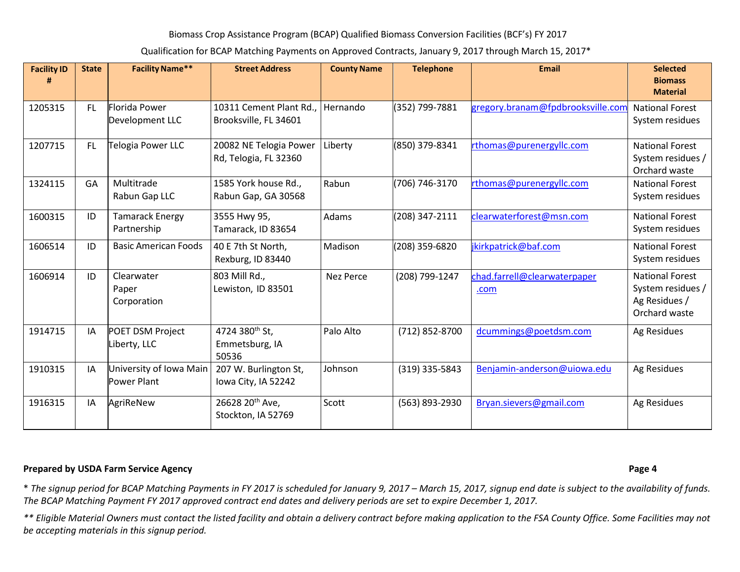Biomass Crop Assistance Program (BCAP) Qualified Biomass Conversion Facilities (BCF's) FY 2017

Qualification for BCAP Matching Payments on Approved Contracts, January 9, 2017 through March 15, 2017*

| Facility ID # | State | Facility Name** | Street Address | County Name | Telephone | Email | Selected Biomass Material |
|---|---|---|---|---|---|---|---|
| 1205315 | FL | Florida Power Development LLC | 10311 Cement Plant Rd., Brooksville, FL 34601 | Hernando | (352) 799-7881 | gregory.branam@fpdbrooksville.com | National Forest System residues |
| 1207715 | FL | Telogia Power LLC | 20082 NE Telogia Power Rd, Telogia, FL 32360 | Liberty | (850) 379-8341 | rthomas@purenergyllc.com | National Forest System residues / Orchard waste |
| 1324115 | GA | Multitrade Rabun Gap LLC | 1585 York house Rd., Rabun Gap, GA 30568 | Rabun | (706) 746-3170 | rthomas@purenergyllc.com | National Forest System residues |
| 1600315 | ID | Tamarack Energy Partnership | 3555 Hwy 95, Tamarack, ID 83654 | Adams | (208) 347-2111 | clearwaterforest@msn.com | National Forest System residues |
| 1606514 | ID | Basic American Foods | 40 E 7th St North, Rexburg, ID 83440 | Madison | (208) 359-6820 | jkirkpatrick@baf.com | National Forest System residues |
| 1606914 | ID | Clearwater Paper Corporation | 803 Mill Rd., Lewiston, ID 83501 | Nez Perce | (208) 799-1247 | chad.farrell@clearwaterpaper.com | National Forest System residues / Ag Residues / Orchard waste |
| 1914715 | IA | POET DSM Project Liberty, LLC | 4724 380th St, Emmetsburg, IA 50536 | Palo Alto | (712) 852-8700 | dcummings@poetdsm.com | Ag Residues |
| 1910315 | IA | University of Iowa Main Power Plant | 207 W. Burlington St, Iowa City, IA 52242 | Johnson | (319) 335-5843 | Benjamin-anderson@uiowa.edu | Ag Residues |
| 1916315 | IA | AgriReNew | 26628 20th Ave, Stockton, IA 52769 | Scott | (563) 893-2930 | Bryan.sievers@gmail.com | Ag Residues |

**Prepared by USDA Farm Service Agency**

*\* The signup period for BCAP Matching Payments in FY 2017 is scheduled for January 9, 2017 – March 15, 2017, signup end date is subject to the availability of funds. The BCAP Matching Payment FY 2017 approved contract end dates and delivery periods are set to expire December 1, 2017.*

*\*\* Eligible Material Owners must contact the listed facility and obtain a delivery contract before making application to the FSA County Office. Some Facilities may not be accepting materials in this signup period.*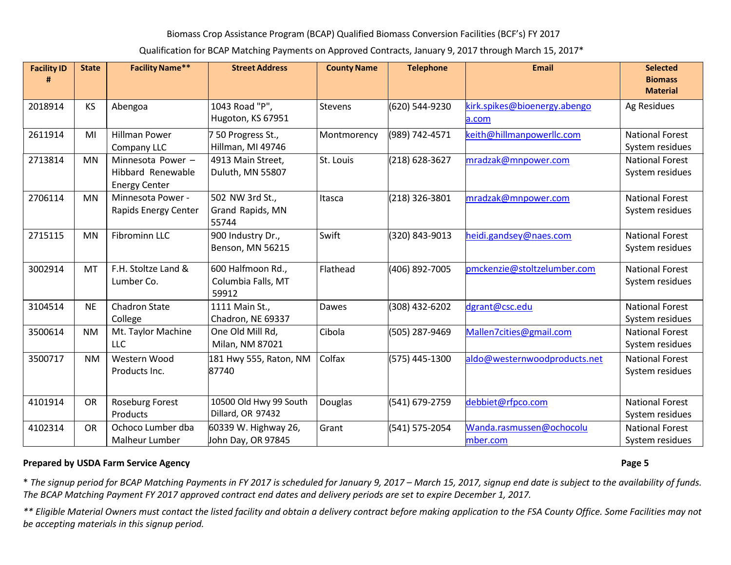Biomass Crop Assistance Program (BCAP) Qualified Biomass Conversion Facilities (BCF's) FY 2017

Qualification for BCAP Matching Payments on Approved Contracts, January 9, 2017 through March 15, 2017*

| Facility ID # | State | Facility Name** | Street Address | County Name | Telephone | Email | Selected Biomass Material |
|---|---|---|---|---|---|---|---|
| 2018914 | KS | Abengoa | 1043 Road "P", Hugoton, KS 67951 | Stevens | (620) 544-9230 | kirk.spikes@bioenergy.abengoa.com | Ag Residues |
| 2611914 | MI | Hillman Power Company LLC | 7 50 Progress St., Hillman, MI 49746 | Montmorency | (989) 742-4571 | keith@hillmanpowerllc.com | National Forest System residues |
| 2713814 | MN | Minnesota Power – Hibbard Renewable Energy Center | 4913 Main Street, Duluth, MN 55807 | St. Louis | (218) 628-3627 | mradzak@mnpower.com | National Forest System residues |
| 2706114 | MN | Minnesota Power - Rapids Energy Center | 502 NW 3rd St., Grand Rapids, MN 55744 | Itasca | (218) 326-3801 | mradzak@mnpower.com | National Forest System residues |
| 2715115 | MN | Fibrominn LLC | 900 Industry Dr., Benson, MN 56215 | Swift | (320) 843-9013 | heidi.gandsey@naes.com | National Forest System residues |
| 3002914 | MT | F.H. Stoltze Land & Lumber Co. | 600 Halfmoon Rd., Columbia Falls, MT 59912 | Flathead | (406) 892-7005 | pmckenzie@stoltzelumber.com | National Forest System residues |
| 3104514 | NE | Chadron State College | 1111 Main St., Chadron, NE 69337 | Dawes | (308) 432-6202 | dgrant@csc.edu | National Forest System residues |
| 3500614 | NM | Mt. Taylor Machine LLC | One Old Mill Rd, Milan, NM 87021 | Cibola | (505) 287-9469 | Mallen7cities@gmail.com | National Forest System residues |
| 3500717 | NM | Western Wood Products Inc. | 181 Hwy 555, Raton, NM 87740 | Colfax | (575) 445-1300 | aldo@westernwoodproducts.net | National Forest System residues |
| 4101914 | OR | Roseburg Forest Products | 10500 Old Hwy 99 South Dillard, OR 97432 | Douglas | (541) 679-2759 | debbiet@rfpco.com | National Forest System residues |
| 4102314 | OR | Ochoco Lumber dba Malheur Lumber | 60339 W. Highway 26, John Day, OR 97845 | Grant | (541) 575-2054 | Wanda.rasmussen@ochocolumber.com | National Forest System residues |

**Prepared by USDA Farm Service Agency**

*\* The signup period for BCAP Matching Payments in FY 2017 is scheduled for January 9, 2017 – March 15, 2017, signup end date is subject to the availability of funds. The BCAP Matching Payment FY 2017 approved contract end dates and delivery periods are set to expire December 1, 2017.*

*\*\* Eligible Material Owners must contact the listed facility and obtain a delivery contract before making application to the FSA County Office. Some Facilities may not be accepting materials in this signup period.*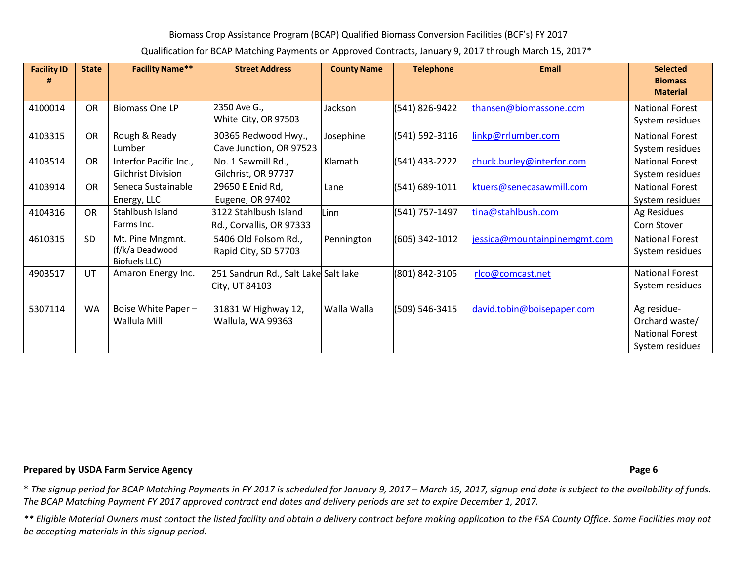Biomass Crop Assistance Program (BCAP) Qualified Biomass Conversion Facilities (BCF's) FY 2017

Qualification for BCAP Matching Payments on Approved Contracts, January 9, 2017 through March 15, 2017*

| Facility ID # | State | Facility Name** | Street Address | County Name | Telephone | Email | Selected Biomass Material |
|---|---|---|---|---|---|---|---|
| 4100014 | OR | Biomass One LP | 2350 Ave G., White City, OR 97503 | Jackson | (541) 826-9422 | thansen@biomassone.com | National Forest System residues |
| 4103315 | OR | Rough & Ready Lumber | 30365 Redwood Hwy., Cave Junction, OR 97523 | Josephine | (541) 592-3116 | linkp@rrlumber.com | National Forest System residues |
| 4103514 | OR | Interfor Pacific Inc., Gilchrist Division | No. 1 Sawmill Rd., Gilchrist, OR 97737 | Klamath | (541) 433-2222 | chuck.burley@interfor.com | National Forest System residues |
| 4103914 | OR | Seneca Sustainable Energy, LLC | 29650 E Enid Rd, Eugene, OR 97402 | Lane | (541) 689-1011 | ktuers@senecasawmill.com | National Forest System residues |
| 4104316 | OR | Stahlbush Island Farms Inc. | 3122 Stahlbush Island Rd., Corvallis, OR 97333 | Linn | (541) 757-1497 | tina@stahlbush.com | Ag Residues Corn Stover |
| 4610315 | SD | Mt. Pine Mngmnt. (f/k/a Deadwood Biofuels LLC) | 5406 Old Folsom Rd., Rapid City, SD 57703 | Pennington | (605) 342-1012 | jessica@mountainpinemgmt.com | National Forest System residues |
| 4903517 | UT | Amaron Energy Inc. | 251 Sandrun Rd., Salt Lake City, UT 84103 | Salt lake | (801) 842-3105 | rlco@comcast.net | National Forest System residues |
| 5307114 | WA | Boise White Paper – Wallula Mill | 31831 W Highway 12, Wallula, WA 99363 | Walla Walla | (509) 546-3415 | david.tobin@boisepaper.com | Ag residue-Orchard waste/ National Forest System residues |

**Prepared by USDA Farm Service Agency**

*\* The signup period for BCAP Matching Payments in FY 2017 is scheduled for January 9, 2017 – March 15, 2017, signup end date is subject to the availability of funds. The BCAP Matching Payment FY 2017 approved contract end dates and delivery periods are set to expire December 1, 2017.*

*\*\* Eligible Material Owners must contact the listed facility and obtain a delivery contract before making application to the FSA County Office. Some Facilities may not be accepting materials in this signup period.*